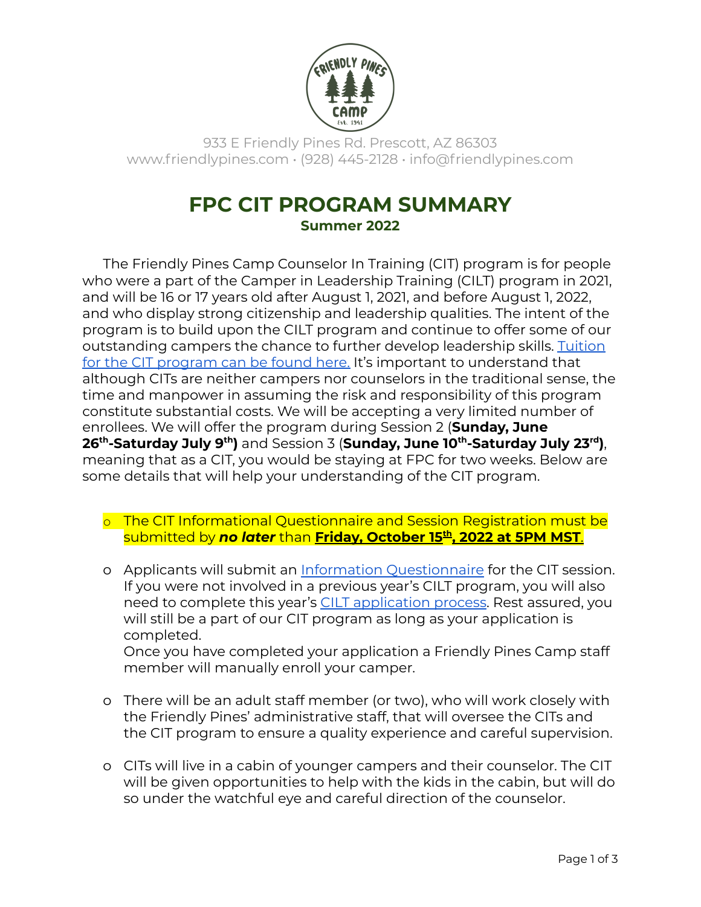933 E Friendly Pines Rd. Prescott, AZ 86303
www.friendlypines.com • (928) 445-2128 • info@friendlypines.com

# FPC CIT PROGRAM SUMMARY

## Summer 2022

The Friendly Pines Camp Counselor In Training (CIT) program is for people who were a part of the Camper in Leadership Training (CILT) program in 2021, and will be 16 or 17 years old after August 1, 2021, and before August 1, 2022, and who display strong citizenship and leadership qualities. The intent of the program is to build upon the CILT program and continue to offer some of our outstanding campers the chance to further develop leadership skills. Tuition for the CIT program can be found here. It's important to understand that although CITs are neither campers nor counselors in the traditional sense, the time and manpower in assuming the risk and responsibility of this program constitute substantial costs. We will be accepting a very limited number of enrollees. We will offer the program during Session 2 (**Sunday, June 26th-Saturday July 9th)** and Session 3 (**Sunday, June 10th-Saturday July 23rd)**, meaning that as a CIT, you would be staying at FPC for two weeks. Below are some details that will help your understanding of the CIT program.

- The CIT Informational Questionnaire and Session Registration must be submitted by ***no later*** than **Friday, October 15th, 2022 at 5PM MST**.

- Applicants will submit an Information Questionnaire for the CIT session. If you were not involved in a previous year's CILT program, you will also need to complete this year's CILT application process. Rest assured, you will still be a part of our CIT program as long as your application is completed.
  Once you have completed your application a Friendly Pines Camp staff member will manually enroll your camper.

- There will be an adult staff member (or two), who will work closely with the Friendly Pines' administrative staff, that will oversee the CITs and the CIT program to ensure a quality experience and careful supervision.

- CITs will live in a cabin of younger campers and their counselor. The CIT will be given opportunities to help with the kids in the cabin, but will do so under the watchful eye and careful direction of the counselor.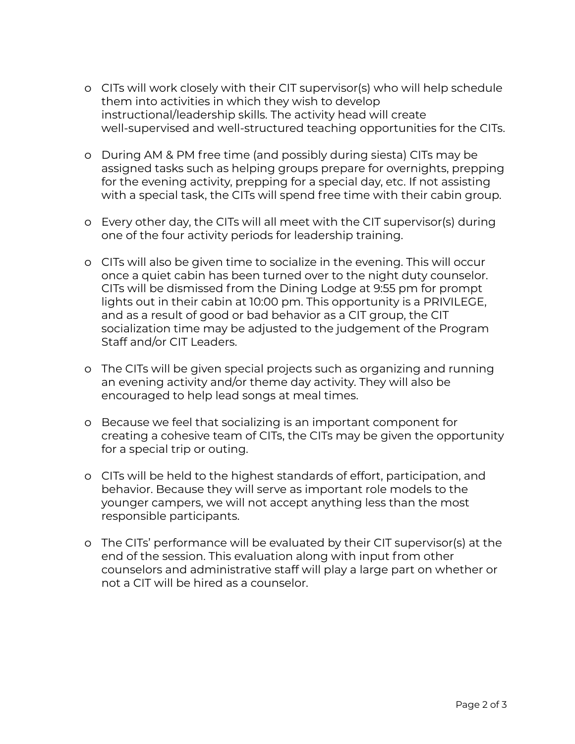- CITs will work closely with their CIT supervisor(s) who will help schedule them into activities in which they wish to develop instructional/leadership skills. The activity head will create well-supervised and well-structured teaching opportunities for the CITs.

- During AM & PM free time (and possibly during siesta) CITs may be assigned tasks such as helping groups prepare for overnights, prepping for the evening activity, prepping for a special day, etc. If not assisting with a special task, the CITs will spend free time with their cabin group.

- Every other day, the CITs will all meet with the CIT supervisor(s) during one of the four activity periods for leadership training.

- CITs will also be given time to socialize in the evening. This will occur once a quiet cabin has been turned over to the night duty counselor. CITs will be dismissed from the Dining Lodge at 9:55 pm for prompt lights out in their cabin at 10:00 pm. This opportunity is a PRIVILEGE, and as a result of good or bad behavior as a CIT group, the CIT socialization time may be adjusted to the judgement of the Program Staff and/or CIT Leaders.

- The CITs will be given special projects such as organizing and running an evening activity and/or theme day activity. They will also be encouraged to help lead songs at meal times.

- Because we feel that socializing is an important component for creating a cohesive team of CITs, the CITs may be given the opportunity for a special trip or outing.

- CITs will be held to the highest standards of effort, participation, and behavior. Because they will serve as important role models to the younger campers, we will not accept anything less than the most responsible participants.

- The CITs' performance will be evaluated by their CIT supervisor(s) at the end of the session. This evaluation along with input from other counselors and administrative staff will play a large part on whether or not a CIT will be hired as a counselor.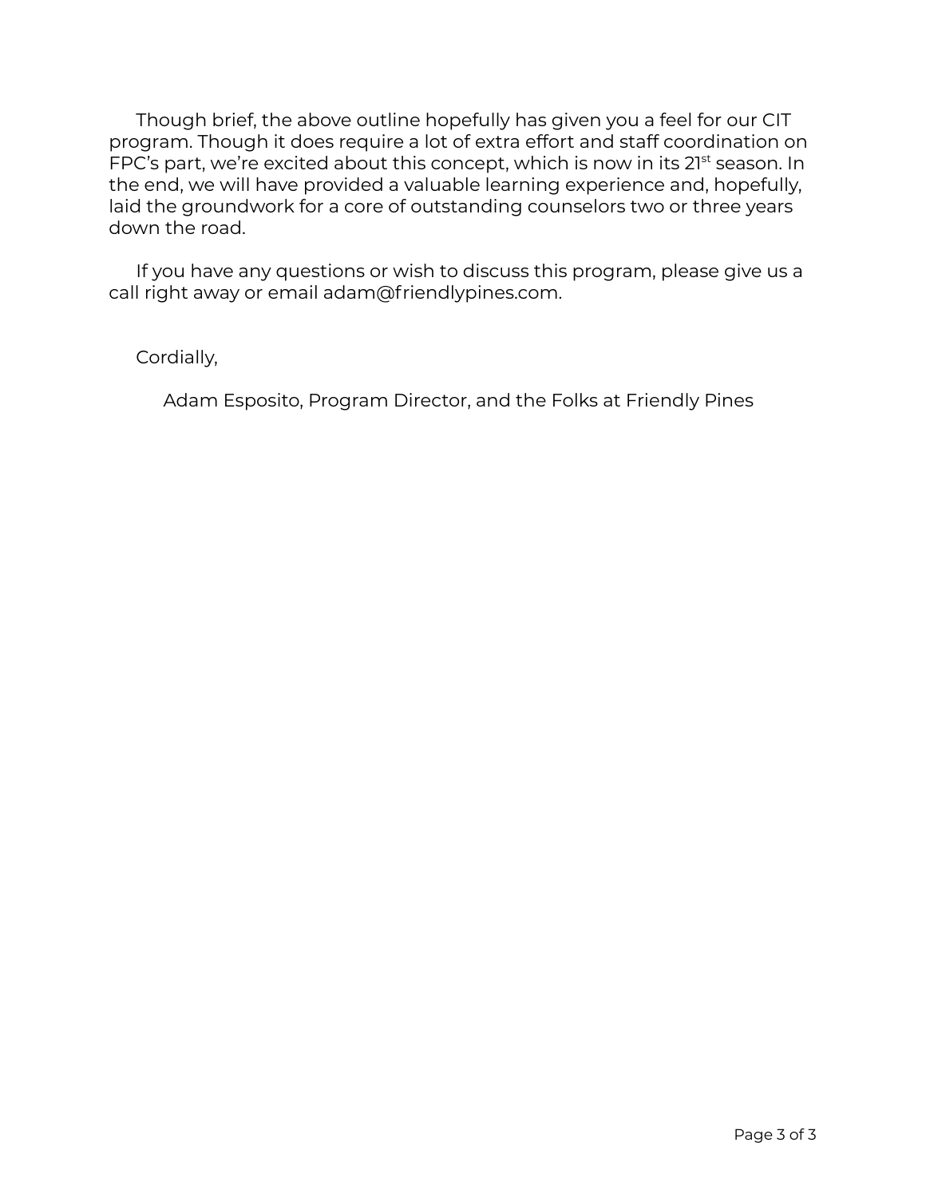Though brief, the above outline hopefully has given you a feel for our CIT program. Though it does require a lot of extra effort and staff coordination on FPC's part, we're excited about this concept, which is now in its 21st season. In the end, we will have provided a valuable learning experience and, hopefully, laid the groundwork for a core of outstanding counselors two or three years down the road.

If you have any questions or wish to discuss this program, please give us a call right away or email adam@friendlypines.com.

Cordially,

Adam Esposito, Program Director, and the Folks at Friendly Pines